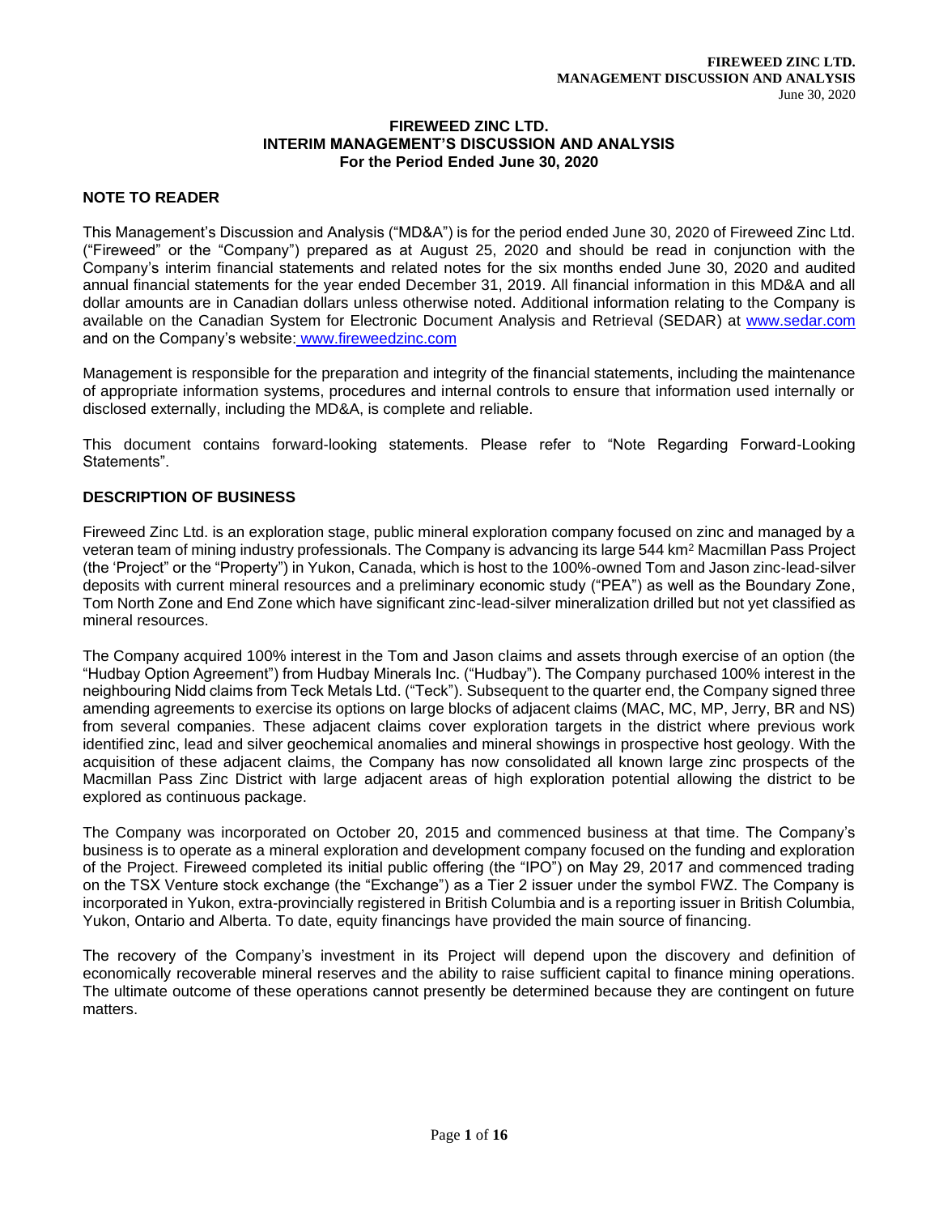# FIREWEED ZINC LTD.
# INTERIM MANAGEMENT'S DISCUSSION AND ANALYSIS
## For the Period Ended June 30, 2020

## NOTE TO READER

This Management's Discussion and Analysis ("MD&A") is for the period ended June 30, 2020 of Fireweed Zinc Ltd. ("Fireweed" or the "Company") prepared as at August 25, 2020 and should be read in conjunction with the Company's interim financial statements and related notes for the six months ended June 30, 2020 and audited annual financial statements for the year ended December 31, 2019. All financial information in this MD&A and all dollar amounts are in Canadian dollars unless otherwise noted. Additional information relating to the Company is available on the Canadian System for Electronic Document Analysis and Retrieval (SEDAR) at www.sedar.com and on the Company's website: www.fireweedzinc.com

Management is responsible for the preparation and integrity of the financial statements, including the maintenance of appropriate information systems, procedures and internal controls to ensure that information used internally or disclosed externally, including the MD&A, is complete and reliable.

This document contains forward-looking statements. Please refer to "Note Regarding Forward-Looking Statements".

## DESCRIPTION OF BUSINESS

Fireweed Zinc Ltd. is an exploration stage, public mineral exploration company focused on zinc and managed by a veteran team of mining industry professionals. The Company is advancing its large 544 km$^2$ Macmillan Pass Project (the 'Project" or the "Property") in Yukon, Canada, which is host to the 100%-owned Tom and Jason zinc-lead-silver deposits with current mineral resources and a preliminary economic study ("PEA") as well as the Boundary Zone, Tom North Zone and End Zone which have significant zinc-lead-silver mineralization drilled but not yet classified as mineral resources.

The Company acquired 100% interest in the Tom and Jason claims and assets through exercise of an option (the "Hudbay Option Agreement") from Hudbay Minerals Inc. ("Hudbay"). The Company purchased 100% interest in the neighbouring Nidd claims from Teck Metals Ltd. ("Teck"). Subsequent to the quarter end, the Company signed three amending agreements to exercise its options on large blocks of adjacent claims (MAC, MC, MP, Jerry, BR and NS) from several companies. These adjacent claims cover exploration targets in the district where previous work identified zinc, lead and silver geochemical anomalies and mineral showings in prospective host geology. With the acquisition of these adjacent claims, the Company has now consolidated all known large zinc prospects of the Macmillan Pass Zinc District with large adjacent areas of high exploration potential allowing the district to be explored as continuous package.

The Company was incorporated on October 20, 2015 and commenced business at that time. The Company's business is to operate as a mineral exploration and development company focused on the funding and exploration of the Project. Fireweed completed its initial public offering (the "IPO") on May 29, 2017 and commenced trading on the TSX Venture stock exchange (the "Exchange") as a Tier 2 issuer under the symbol FWZ. The Company is incorporated in Yukon, extra-provincially registered in British Columbia and is a reporting issuer in British Columbia, Yukon, Ontario and Alberta. To date, equity financings have provided the main source of financing.

The recovery of the Company's investment in its Project will depend upon the discovery and definition of economically recoverable mineral reserves and the ability to raise sufficient capital to finance mining operations. The ultimate outcome of these operations cannot presently be determined because they are contingent on future matters.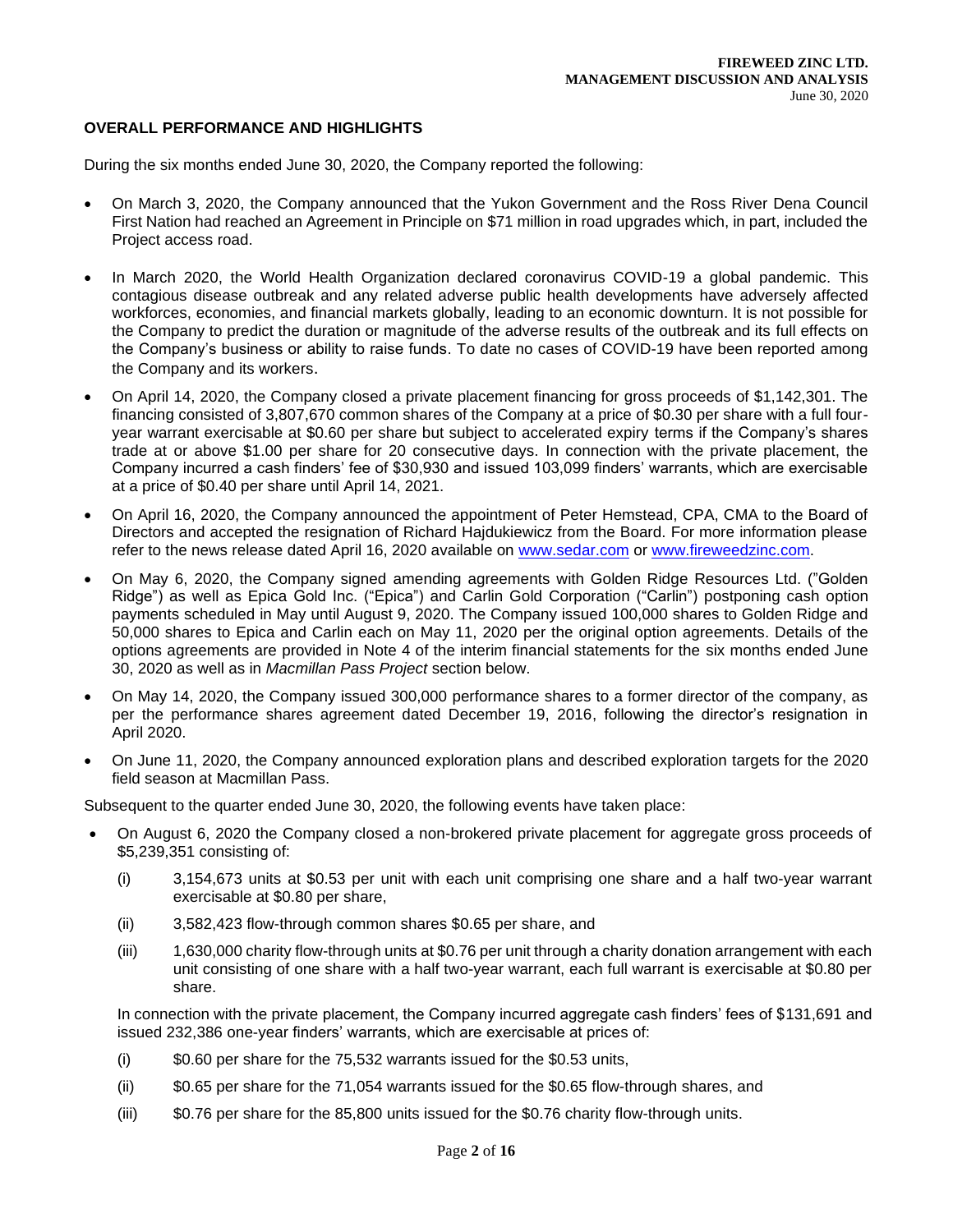## OVERALL PERFORMANCE AND HIGHLIGHTS

During the six months ended June 30, 2020, the Company reported the following:

- On March 3, 2020, the Company announced that the Yukon Government and the Ross River Dena Council First Nation had reached an Agreement in Principle on $71 million in road upgrades which, in part, included the Project access road.
- In March 2020, the World Health Organization declared coronavirus COVID-19 a global pandemic. This contagious disease outbreak and any related adverse public health developments have adversely affected workforces, economies, and financial markets globally, leading to an economic downturn. It is not possible for the Company to predict the duration or magnitude of the adverse results of the outbreak and its full effects on the Company's business or ability to raise funds. To date no cases of COVID-19 have been reported among the Company and its workers.
- On April 14, 2020, the Company closed a private placement financing for gross proceeds of $1,142,301. The financing consisted of 3,807,670 common shares of the Company at a price of $0.30 per share with a full four-year warrant exercisable at $0.60 per share but subject to accelerated expiry terms if the Company's shares trade at or above $1.00 per share for 20 consecutive days. In connection with the private placement, the Company incurred a cash finders' fee of $30,930 and issued 103,099 finders' warrants, which are exercisable at a price of $0.40 per share until April 14, 2021.
- On April 16, 2020, the Company announced the appointment of Peter Hemstead, CPA, CMA to the Board of Directors and accepted the resignation of Richard Hajdukiewicz from the Board. For more information please refer to the news release dated April 16, 2020 available on www.sedar.com or www.fireweedzinc.com.
- On May 6, 2020, the Company signed amending agreements with Golden Ridge Resources Ltd. ("Golden Ridge") as well as Epica Gold Inc. ("Epica") and Carlin Gold Corporation ("Carlin") postponing cash option payments scheduled in May until August 9, 2020. The Company issued 100,000 shares to Golden Ridge and 50,000 shares to Epica and Carlin each on May 11, 2020 per the original option agreements. Details of the options agreements are provided in Note 4 of the interim financial statements for the six months ended June 30, 2020 as well as in *Macmillan Pass Project* section below.
- On May 14, 2020, the Company issued 300,000 performance shares to a former director of the company, as per the performance shares agreement dated December 19, 2016, following the director's resignation in April 2020.
- On June 11, 2020, the Company announced exploration plans and described exploration targets for the 2020 field season at Macmillan Pass.

Subsequent to the quarter ended June 30, 2020, the following events have taken place:

- On August 6, 2020 the Company closed a non-brokered private placement for aggregate gross proceeds of $5,239,351 consisting of:
  - (i) 3,154,673 units at $0.53 per unit with each unit comprising one share and a half two-year warrant exercisable at $0.80 per share,
  - (ii) 3,582,423 flow-through common shares $0.65 per share, and
  - (iii) 1,630,000 charity flow-through units at $0.76 per unit through a charity donation arrangement with each unit consisting of one share with a half two-year warrant, each full warrant is exercisable at $0.80 per share.

  In connection with the private placement, the Company incurred aggregate cash finders' fees of $131,691 and issued 232,386 one-year finders' warrants, which are exercisable at prices of:

  - (i) $0.60 per share for the 75,532 warrants issued for the $0.53 units,
  - (ii) $0.65 per share for the 71,054 warrants issued for the $0.65 flow-through shares, and
  - (iii) $0.76 per share for the 85,800 units issued for the $0.76 charity flow-through units.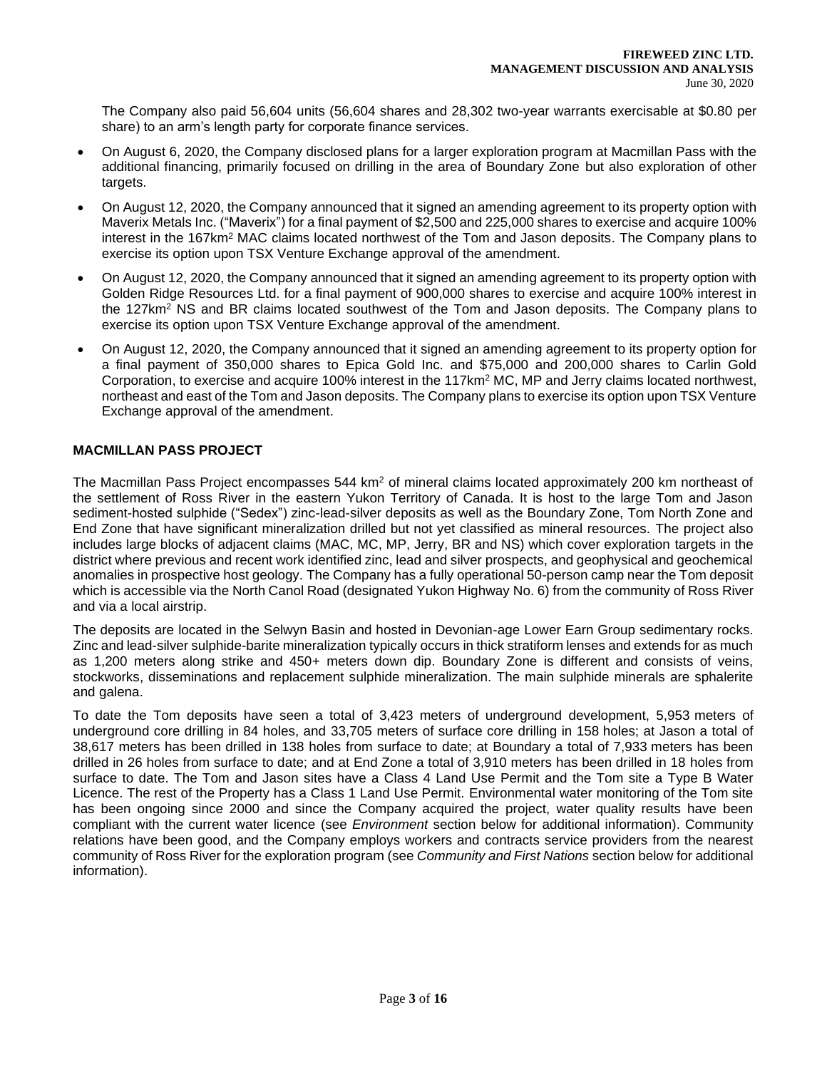The Company also paid 56,604 units (56,604 shares and 28,302 two-year warrants exercisable at $0.80 per share) to an arm's length party for corporate finance services.

- On August 6, 2020, the Company disclosed plans for a larger exploration program at Macmillan Pass with the additional financing, primarily focused on drilling in the area of Boundary Zone but also exploration of other targets.
- On August 12, 2020, the Company announced that it signed an amending agreement to its property option with Maverix Metals Inc. ("Maverix") for a final payment of $2,500 and 225,000 shares to exercise and acquire 100% interest in the 167km$^2$ MAC claims located northwest of the Tom and Jason deposits. The Company plans to exercise its option upon TSX Venture Exchange approval of the amendment.
- On August 12, 2020, the Company announced that it signed an amending agreement to its property option with Golden Ridge Resources Ltd. for a final payment of 900,000 shares to exercise and acquire 100% interest in the 127km$^2$ NS and BR claims located southwest of the Tom and Jason deposits. The Company plans to exercise its option upon TSX Venture Exchange approval of the amendment.
- On August 12, 2020, the Company announced that it signed an amending agreement to its property option for a final payment of 350,000 shares to Epica Gold Inc. and $75,000 and 200,000 shares to Carlin Gold Corporation, to exercise and acquire 100% interest in the 117km$^2$ MC, MP and Jerry claims located northwest, northeast and east of the Tom and Jason deposits. The Company plans to exercise its option upon TSX Venture Exchange approval of the amendment.

## MACMILLAN PASS PROJECT

The Macmillan Pass Project encompasses 544 km$^2$ of mineral claims located approximately 200 km northeast of the settlement of Ross River in the eastern Yukon Territory of Canada. It is host to the large Tom and Jason sediment-hosted sulphide ("Sedex") zinc-lead-silver deposits as well as the Boundary Zone, Tom North Zone and End Zone that have significant mineralization drilled but not yet classified as mineral resources. The project also includes large blocks of adjacent claims (MAC, MC, MP, Jerry, BR and NS) which cover exploration targets in the district where previous and recent work identified zinc, lead and silver prospects, and geophysical and geochemical anomalies in prospective host geology. The Company has a fully operational 50-person camp near the Tom deposit which is accessible via the North Canol Road (designated Yukon Highway No. 6) from the community of Ross River and via a local airstrip.

The deposits are located in the Selwyn Basin and hosted in Devonian-age Lower Earn Group sedimentary rocks. Zinc and lead-silver sulphide-barite mineralization typically occurs in thick stratiform lenses and extends for as much as 1,200 meters along strike and 450+ meters down dip. Boundary Zone is different and consists of veins, stockworks, disseminations and replacement sulphide mineralization. The main sulphide minerals are sphalerite and galena.

To date the Tom deposits have seen a total of 3,423 meters of underground development, 5,953 meters of underground core drilling in 84 holes, and 33,705 meters of surface core drilling in 158 holes; at Jason a total of 38,617 meters has been drilled in 138 holes from surface to date; at Boundary a total of 7,933 meters has been drilled in 26 holes from surface to date; and at End Zone a total of 3,910 meters has been drilled in 18 holes from surface to date. The Tom and Jason sites have a Class 4 Land Use Permit and the Tom site a Type B Water Licence. The rest of the Property has a Class 1 Land Use Permit. Environmental water monitoring of the Tom site has been ongoing since 2000 and since the Company acquired the project, water quality results have been compliant with the current water licence (see *Environment* section below for additional information). Community relations have been good, and the Company employs workers and contracts service providers from the nearest community of Ross River for the exploration program (see *Community and First Nations* section below for additional information).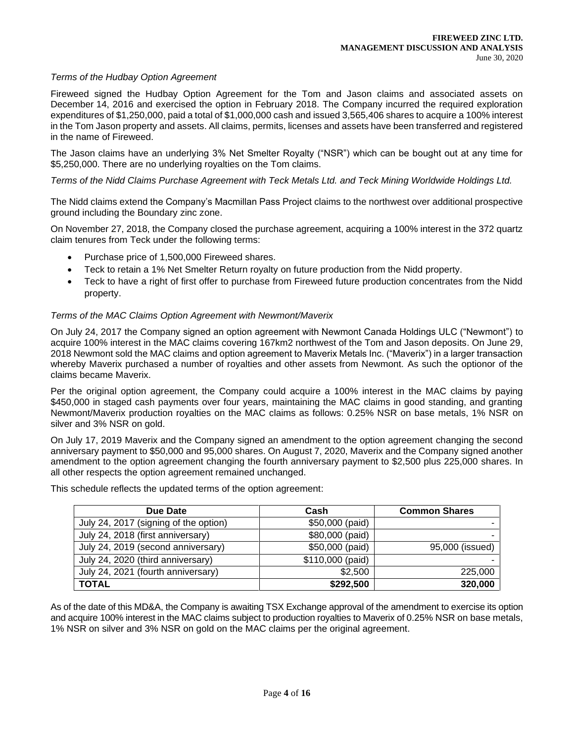*Terms of the Hudbay Option Agreement*

Fireweed signed the Hudbay Option Agreement for the Tom and Jason claims and associated assets on December 14, 2016 and exercised the option in February 2018. The Company incurred the required exploration expenditures of $1,250,000, paid a total of $1,000,000 cash and issued 3,565,406 shares to acquire a 100% interest in the Tom Jason property and assets. All claims, permits, licenses and assets have been transferred and registered in the name of Fireweed.

The Jason claims have an underlying 3% Net Smelter Royalty ("NSR") which can be bought out at any time for $5,250,000. There are no underlying royalties on the Tom claims.

*Terms of the Nidd Claims Purchase Agreement with Teck Metals Ltd. and Teck Mining Worldwide Holdings Ltd.*

The Nidd claims extend the Company's Macmillan Pass Project claims to the northwest over additional prospective ground including the Boundary zinc zone.

On November 27, 2018, the Company closed the purchase agreement, acquiring a 100% interest in the 372 quartz claim tenures from Teck under the following terms:

- Purchase price of 1,500,000 Fireweed shares.
- Teck to retain a 1% Net Smelter Return royalty on future production from the Nidd property.
- Teck to have a right of first offer to purchase from Fireweed future production concentrates from the Nidd property.

*Terms of the MAC Claims Option Agreement with Newmont/Maverix*

On July 24, 2017 the Company signed an option agreement with Newmont Canada Holdings ULC ("Newmont") to acquire 100% interest in the MAC claims covering 167km2 northwest of the Tom and Jason deposits. On June 29, 2018 Newmont sold the MAC claims and option agreement to Maverix Metals Inc. ("Maverix") in a larger transaction whereby Maverix purchased a number of royalties and other assets from Newmont. As such the optionor of the claims became Maverix.

Per the original option agreement, the Company could acquire a 100% interest in the MAC claims by paying $450,000 in staged cash payments over four years, maintaining the MAC claims in good standing, and granting Newmont/Maverix production royalties on the MAC claims as follows: 0.25% NSR on base metals, 1% NSR on silver and 3% NSR on gold.

On July 17, 2019 Maverix and the Company signed an amendment to the option agreement changing the second anniversary payment to $50,000 and 95,000 shares. On August 7, 2020, Maverix and the Company signed another amendment to the option agreement changing the fourth anniversary payment to $2,500 plus 225,000 shares. In all other respects the option agreement remained unchanged.

This schedule reflects the updated terms of the option agreement:

| Due Date | Cash | Common Shares |
|---|---|---|
| July 24, 2017 (signing of the option) | $50,000 (paid) | - |
| July 24, 2018 (first anniversary) | $80,000 (paid) | - |
| July 24, 2019 (second anniversary) | $50,000 (paid) | 95,000 (issued) |
| July 24, 2020 (third anniversary) | $110,000 (paid) | - |
| July 24, 2021 (fourth anniversary) | $2,500 | 225,000 |
| **TOTAL** | **$292,500** | **320,000** |

As of the date of this MD&A, the Company is awaiting TSX Exchange approval of the amendment to exercise its option and acquire 100% interest in the MAC claims subject to production royalties to Maverix of 0.25% NSR on base metals, 1% NSR on silver and 3% NSR on gold on the MAC claims per the original agreement.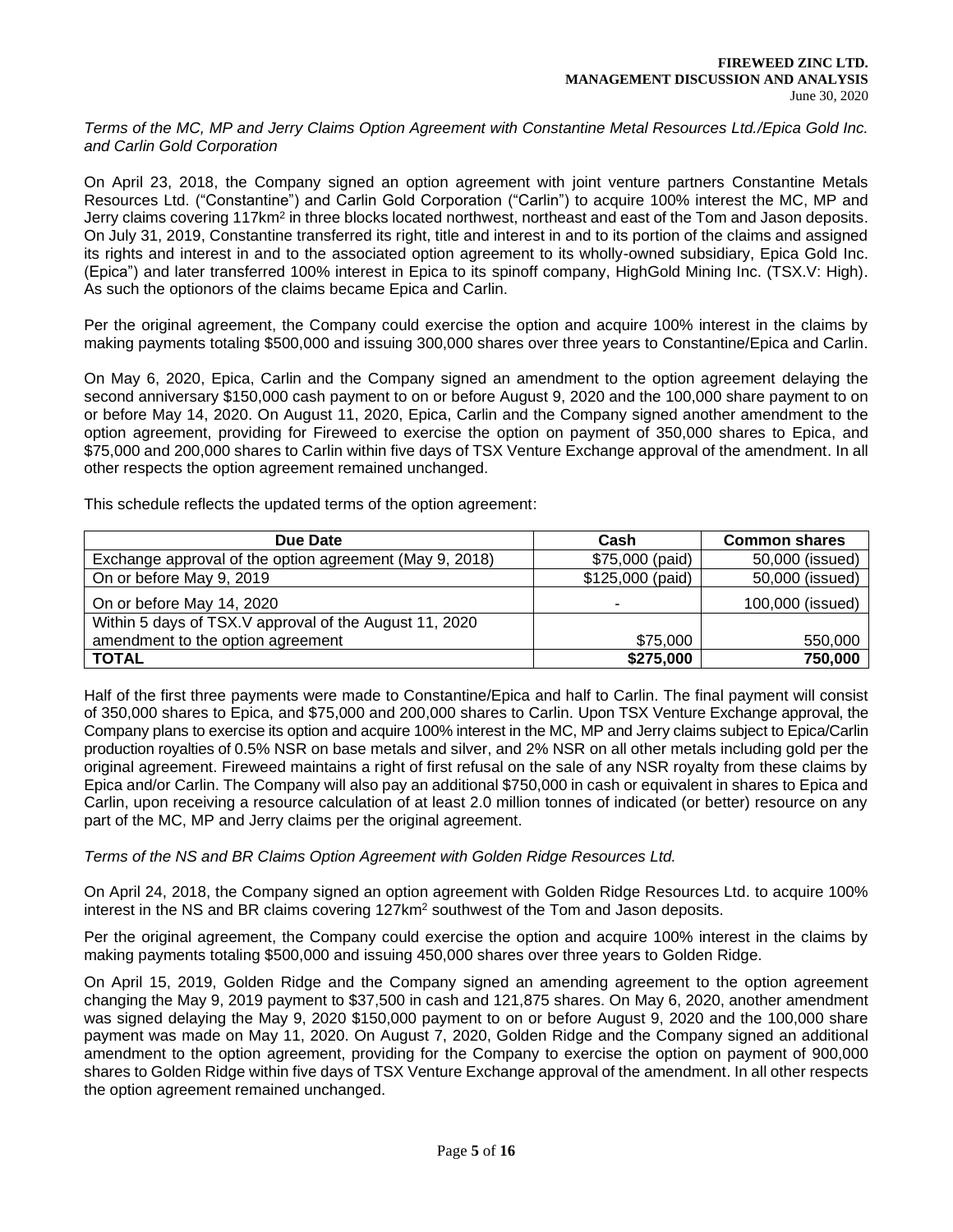*Terms of the MC, MP and Jerry Claims Option Agreement with Constantine Metal Resources Ltd./Epica Gold Inc. and Carlin Gold Corporation*

On April 23, 2018, the Company signed an option agreement with joint venture partners Constantine Metals Resources Ltd. ("Constantine") and Carlin Gold Corporation ("Carlin") to acquire 100% interest the MC, MP and Jerry claims covering 117km$^2$ in three blocks located northwest, northeast and east of the Tom and Jason deposits. On July 31, 2019, Constantine transferred its right, title and interest in and to its portion of the claims and assigned its rights and interest in and to the associated option agreement to its wholly-owned subsidiary, Epica Gold Inc. (Epica") and later transferred 100% interest in Epica to its spinoff company, HighGold Mining Inc. (TSX.V: High). As such the optionors of the claims became Epica and Carlin.

Per the original agreement, the Company could exercise the option and acquire 100% interest in the claims by making payments totaling $500,000 and issuing 300,000 shares over three years to Constantine/Epica and Carlin.

On May 6, 2020, Epica, Carlin and the Company signed an amendment to the option agreement delaying the second anniversary $150,000 cash payment to on or before August 9, 2020 and the 100,000 share payment to on or before May 14, 2020. On August 11, 2020, Epica, Carlin and the Company signed another amendment to the option agreement, providing for Fireweed to exercise the option on payment of 350,000 shares to Epica, and $75,000 and 200,000 shares to Carlin within five days of TSX Venture Exchange approval of the amendment. In all other respects the option agreement remained unchanged.

This schedule reflects the updated terms of the option agreement:

| Due Date | Cash | Common shares |
|---|---|---|
| Exchange approval of the option agreement (May 9, 2018) | $75,000 (paid) | 50,000 (issued) |
| On or before May 9, 2019 | $125,000 (paid) | 50,000 (issued) |
| On or before May 14, 2020 | - | 100,000 (issued) |
| Within 5 days of TSX.V approval of the August 11, 2020 amendment to the option agreement | $75,000 | 550,000 |
| **TOTAL** | **$275,000** | **750,000** |

Half of the first three payments were made to Constantine/Epica and half to Carlin. The final payment will consist of 350,000 shares to Epica, and $75,000 and 200,000 shares to Carlin. Upon TSX Venture Exchange approval, the Company plans to exercise its option and acquire 100% interest in the MC, MP and Jerry claims subject to Epica/Carlin production royalties of 0.5% NSR on base metals and silver, and 2% NSR on all other metals including gold per the original agreement. Fireweed maintains a right of first refusal on the sale of any NSR royalty from these claims by Epica and/or Carlin. The Company will also pay an additional $750,000 in cash or equivalent in shares to Epica and Carlin, upon receiving a resource calculation of at least 2.0 million tonnes of indicated (or better) resource on any part of the MC, MP and Jerry claims per the original agreement.

*Terms of the NS and BR Claims Option Agreement with Golden Ridge Resources Ltd.*

On April 24, 2018, the Company signed an option agreement with Golden Ridge Resources Ltd. to acquire 100% interest in the NS and BR claims covering 127km$^2$ southwest of the Tom and Jason deposits.

Per the original agreement, the Company could exercise the option and acquire 100% interest in the claims by making payments totaling $500,000 and issuing 450,000 shares over three years to Golden Ridge.

On April 15, 2019, Golden Ridge and the Company signed an amending agreement to the option agreement changing the May 9, 2019 payment to $37,500 in cash and 121,875 shares. On May 6, 2020, another amendment was signed delaying the May 9, 2020 $150,000 payment to on or before August 9, 2020 and the 100,000 share payment was made on May 11, 2020. On August 7, 2020, Golden Ridge and the Company signed an additional amendment to the option agreement, providing for the Company to exercise the option on payment of 900,000 shares to Golden Ridge within five days of TSX Venture Exchange approval of the amendment. In all other respects the option agreement remained unchanged.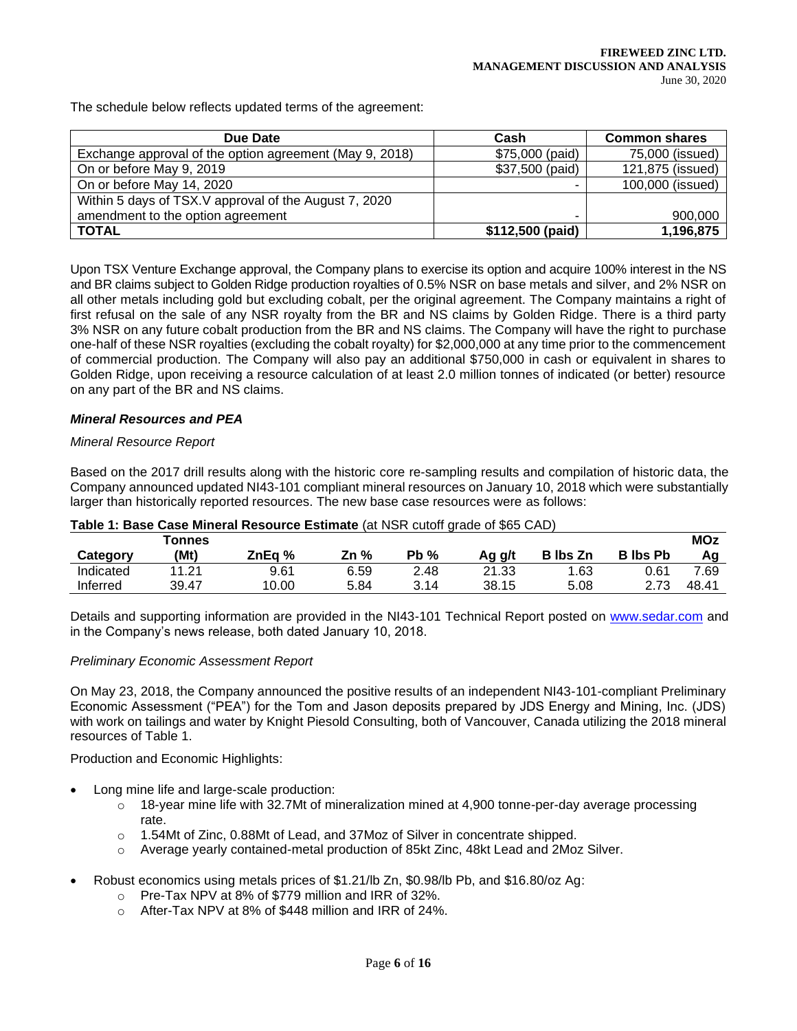The schedule below reflects updated terms of the agreement:

| Due Date | Cash | Common shares |
|---|---|---|
| Exchange approval of the option agreement (May 9, 2018) | $75,000 (paid) | 75,000 (issued) |
| On or before May 9, 2019 | $37,500 (paid) | 121,875 (issued) |
| On or before May 14, 2020 | - | 100,000 (issued) |
| Within 5 days of TSX.V approval of the August 7, 2020 amendment to the option agreement | - | 900,000 |
| **TOTAL** | **$112,500 (paid)** | **1,196,875** |

Upon TSX Venture Exchange approval, the Company plans to exercise its option and acquire 100% interest in the NS and BR claims subject to Golden Ridge production royalties of 0.5% NSR on base metals and silver, and 2% NSR on all other metals including gold but excluding cobalt, per the original agreement. The Company maintains a right of first refusal on the sale of any NSR royalty from the BR and NS claims by Golden Ridge. There is a third party 3% NSR on any future cobalt production from the BR and NS claims. The Company will have the right to purchase one-half of these NSR royalties (excluding the cobalt royalty) for $2,000,000 at any time prior to the commencement of commercial production. The Company will also pay an additional $750,000 in cash or equivalent in shares to Golden Ridge, upon receiving a resource calculation of at least 2.0 million tonnes of indicated (or better) resource on any part of the BR and NS claims.

### *Mineral Resources and PEA*

*Mineral Resource Report*

Based on the 2017 drill results along with the historic core re-sampling results and compilation of historic data, the Company announced updated NI43-101 compliant mineral resources on January 10, 2018 which were substantially larger than historically reported resources. The new base case resources were as follows:

**Table 1: Base Case Mineral Resource Estimate** (at NSR cutoff grade of $65 CAD)

| Category | Tonnes (Mt) | ZnEq % | Zn % | Pb % | Ag g/t | B lbs Zn | B lbs Pb | MOz Ag |
|---|---|---|---|---|---|---|---|---|
| Indicated | 11.21 | 9.61 | 6.59 | 2.48 | 21.33 | 1.63 | 0.61 | 7.69 |
| Inferred | 39.47 | 10.00 | 5.84 | 3.14 | 38.15 | 5.08 | 2.73 | 48.41 |

Details and supporting information are provided in the NI43-101 Technical Report posted on www.sedar.com and in the Company's news release, both dated January 10, 2018.

*Preliminary Economic Assessment Report*

On May 23, 2018, the Company announced the positive results of an independent NI43-101-compliant Preliminary Economic Assessment ("PEA") for the Tom and Jason deposits prepared by JDS Energy and Mining, Inc. (JDS) with work on tailings and water by Knight Piesold Consulting, both of Vancouver, Canada utilizing the 2018 mineral resources of Table 1.

Production and Economic Highlights:

- Long mine life and large-scale production:
  - 18-year mine life with 32.7Mt of mineralization mined at 4,900 tonne-per-day average processing rate.
  - 1.54Mt of Zinc, 0.88Mt of Lead, and 37Moz of Silver in concentrate shipped.
  - Average yearly contained-metal production of 85kt Zinc, 48kt Lead and 2Moz Silver.
- Robust economics using metals prices of $1.21/lb Zn, $0.98/lb Pb, and $16.80/oz Ag:
  - Pre-Tax NPV at 8% of $779 million and IRR of 32%.
  - After-Tax NPV at 8% of $448 million and IRR of 24%.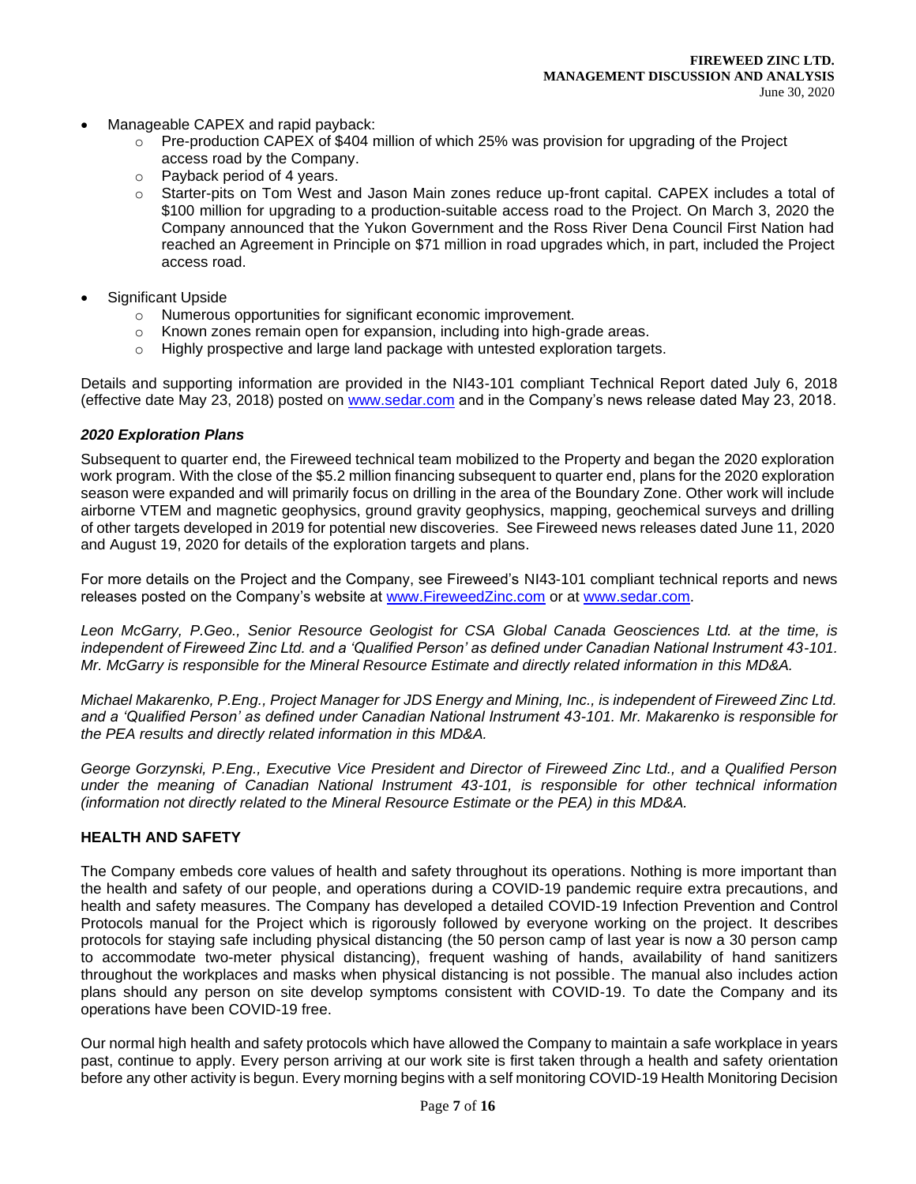- Manageable CAPEX and rapid payback:
  - Pre-production CAPEX of $404 million of which 25% was provision for upgrading of the Project access road by the Company.
  - Payback period of 4 years.
  - Starter-pits on Tom West and Jason Main zones reduce up-front capital. CAPEX includes a total of $100 million for upgrading to a production-suitable access road to the Project. On March 3, 2020 the Company announced that the Yukon Government and the Ross River Dena Council First Nation had reached an Agreement in Principle on $71 million in road upgrades which, in part, included the Project access road.

- Significant Upside
  - Numerous opportunities for significant economic improvement.
  - Known zones remain open for expansion, including into high-grade areas.
  - Highly prospective and large land package with untested exploration targets.

Details and supporting information are provided in the NI43-101 compliant Technical Report dated July 6, 2018 (effective date May 23, 2018) posted on www.sedar.com and in the Company's news release dated May 23, 2018.

***2020 Exploration Plans***

Subsequent to quarter end, the Fireweed technical team mobilized to the Property and began the 2020 exploration work program. With the close of the $5.2 million financing subsequent to quarter end, plans for the 2020 exploration season were expanded and will primarily focus on drilling in the area of the Boundary Zone. Other work will include airborne VTEM and magnetic geophysics, ground gravity geophysics, mapping, geochemical surveys and drilling of other targets developed in 2019 for potential new discoveries. See Fireweed news releases dated June 11, 2020 and August 19, 2020 for details of the exploration targets and plans.

For more details on the Project and the Company, see Fireweed's NI43-101 compliant technical reports and news releases posted on the Company's website at www.FireweedZinc.com or at www.sedar.com.

*Leon McGarry, P.Geo., Senior Resource Geologist for CSA Global Canada Geosciences Ltd. at the time, is independent of Fireweed Zinc Ltd. and a 'Qualified Person' as defined under Canadian National Instrument 43-101. Mr. McGarry is responsible for the Mineral Resource Estimate and directly related information in this MD&A.*

*Michael Makarenko, P.Eng., Project Manager for JDS Energy and Mining, Inc., is independent of Fireweed Zinc Ltd. and a 'Qualified Person' as defined under Canadian National Instrument 43-101. Mr. Makarenko is responsible for the PEA results and directly related information in this MD&A.*

*George Gorzynski, P.Eng., Executive Vice President and Director of Fireweed Zinc Ltd., and a Qualified Person under the meaning of Canadian National Instrument 43-101, is responsible for other technical information (information not directly related to the Mineral Resource Estimate or the PEA) in this MD&A.*

## HEALTH AND SAFETY

The Company embeds core values of health and safety throughout its operations. Nothing is more important than the health and safety of our people, and operations during a COVID-19 pandemic require extra precautions, and health and safety measures. The Company has developed a detailed COVID-19 Infection Prevention and Control Protocols manual for the Project which is rigorously followed by everyone working on the project. It describes protocols for staying safe including physical distancing (the 50 person camp of last year is now a 30 person camp to accommodate two-meter physical distancing), frequent washing of hands, availability of hand sanitizers throughout the workplaces and masks when physical distancing is not possible. The manual also includes action plans should any person on site develop symptoms consistent with COVID-19. To date the Company and its operations have been COVID-19 free.

Our normal high health and safety protocols which have allowed the Company to maintain a safe workplace in years past, continue to apply. Every person arriving at our work site is first taken through a health and safety orientation before any other activity is begun. Every morning begins with a self monitoring COVID-19 Health Monitoring Decision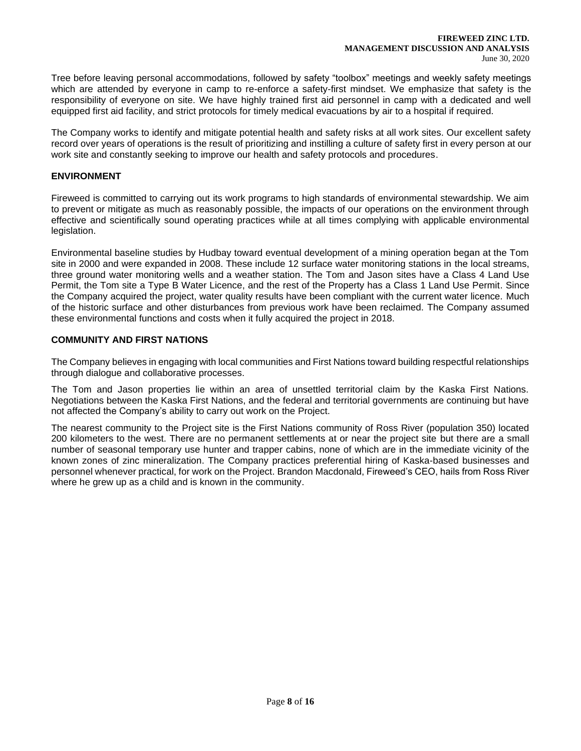Tree before leaving personal accommodations, followed by safety "toolbox" meetings and weekly safety meetings which are attended by everyone in camp to re-enforce a safety-first mindset. We emphasize that safety is the responsibility of everyone on site. We have highly trained first aid personnel in camp with a dedicated and well equipped first aid facility, and strict protocols for timely medical evacuations by air to a hospital if required.

The Company works to identify and mitigate potential health and safety risks at all work sites. Our excellent safety record over years of operations is the result of prioritizing and instilling a culture of safety first in every person at our work site and constantly seeking to improve our health and safety protocols and procedures.

## ENVIRONMENT

Fireweed is committed to carrying out its work programs to high standards of environmental stewardship. We aim to prevent or mitigate as much as reasonably possible, the impacts of our operations on the environment through effective and scientifically sound operating practices while at all times complying with applicable environmental legislation.

Environmental baseline studies by Hudbay toward eventual development of a mining operation began at the Tom site in 2000 and were expanded in 2008. These include 12 surface water monitoring stations in the local streams, three ground water monitoring wells and a weather station. The Tom and Jason sites have a Class 4 Land Use Permit, the Tom site a Type B Water Licence, and the rest of the Property has a Class 1 Land Use Permit. Since the Company acquired the project, water quality results have been compliant with the current water licence. Much of the historic surface and other disturbances from previous work have been reclaimed. The Company assumed these environmental functions and costs when it fully acquired the project in 2018.

## COMMUNITY AND FIRST NATIONS

The Company believes in engaging with local communities and First Nations toward building respectful relationships through dialogue and collaborative processes.

The Tom and Jason properties lie within an area of unsettled territorial claim by the Kaska First Nations. Negotiations between the Kaska First Nations, and the federal and territorial governments are continuing but have not affected the Company's ability to carry out work on the Project.

The nearest community to the Project site is the First Nations community of Ross River (population 350) located 200 kilometers to the west. There are no permanent settlements at or near the project site but there are a small number of seasonal temporary use hunter and trapper cabins, none of which are in the immediate vicinity of the known zones of zinc mineralization. The Company practices preferential hiring of Kaska-based businesses and personnel whenever practical, for work on the Project. Brandon Macdonald, Fireweed's CEO, hails from Ross River where he grew up as a child and is known in the community.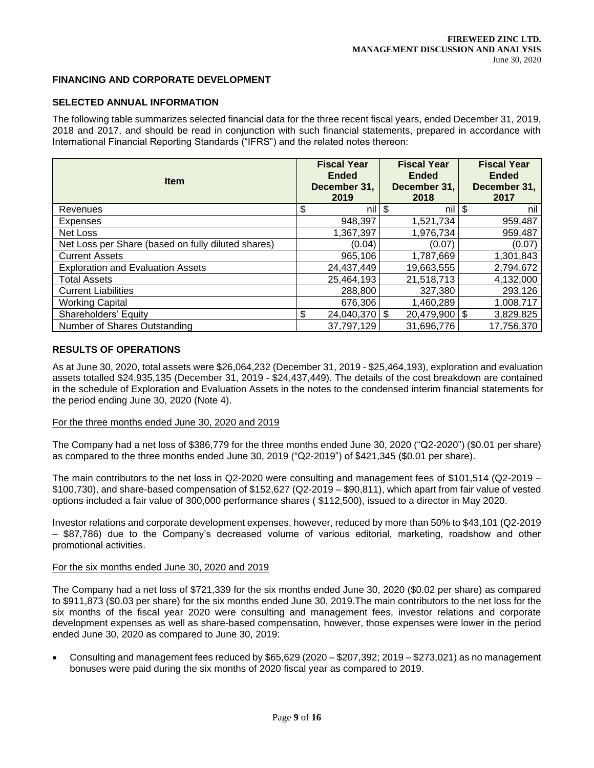## FINANCING AND CORPORATE DEVELOPMENT

### SELECTED ANNUAL INFORMATION

The following table summarizes selected financial data for the three recent fiscal years, ended December 31, 2019, 2018 and 2017, and should be read in conjunction with such financial statements, prepared in accordance with International Financial Reporting Standards ("IFRS") and the related notes thereon:

| Item | Fiscal Year Ended December 31, 2019 | Fiscal Year Ended December 31, 2018 | Fiscal Year Ended December 31, 2017 |
|---|---|---|---|
| Revenues | $ nil | $ nil | $ nil |
| Expenses | 948,397 | 1,521,734 | 959,487 |
| Net Loss | 1,367,397 | 1,976,734 | 959,487 |
| Net Loss per Share (based on fully diluted shares) | (0.04) | (0.07) | (0.07) |
| Current Assets | 965,106 | 1,787,669 | 1,301,843 |
| Exploration and Evaluation Assets | 24,437,449 | 19,663,555 | 2,794,672 |
| Total Assets | 25,464,193 | 21,518,713 | 4,132,000 |
| Current Liabilities | 288,800 | 327,380 | 293,126 |
| Working Capital | 676,306 | 1,460,289 | 1,008,717 |
| Shareholders' Equity | $ 24,040,370 | $ 20,479,900 | $ 3,829,825 |
| Number of Shares Outstanding | 37,797,129 | 31,696,776 | 17,756,370 |

### RESULTS OF OPERATIONS

As at June 30, 2020, total assets were $26,064,232 (December 31, 2019 - $25,464,193), exploration and evaluation assets totalled $24,935,135 (December 31, 2019 - $24,437,449). The details of the cost breakdown are contained in the schedule of Exploration and Evaluation Assets in the notes to the condensed interim financial statements for the period ending June 30, 2020 (Note 4).

For the three months ended June 30, 2020 and 2019

The Company had a net loss of $386,779 for the three months ended June 30, 2020 ("Q2-2020") ($0.01 per share) as compared to the three months ended June 30, 2019 ("Q2-2019") of $421,345 ($0.01 per share).

The main contributors to the net loss in Q2-2020 were consulting and management fees of $101,514 (Q2-2019 – $100,730), and share-based compensation of $152,627 (Q2-2019 – $90,811), which apart from fair value of vested options included a fair value of 300,000 performance shares ( $112,500), issued to a director in May 2020.

Investor relations and corporate development expenses, however, reduced by more than 50% to $43,101 (Q2-2019 – $87,786) due to the Company's decreased volume of various editorial, marketing, roadshow and other promotional activities.

For the six months ended June 30, 2020 and 2019

The Company had a net loss of $721,339 for the six months ended June 30, 2020 ($0.02 per share) as compared to $911,873 ($0.03 per share) for the six months ended June 30, 2019.The main contributors to the net loss for the six months of the fiscal year 2020 were consulting and management fees, investor relations and corporate development expenses as well as share-based compensation, however, those expenses were lower in the period ended June 30, 2020 as compared to June 30, 2019:

- Consulting and management fees reduced by $65,629 (2020 – $207,392; 2019 – $273,021) as no management bonuses were paid during the six months of 2020 fiscal year as compared to 2019.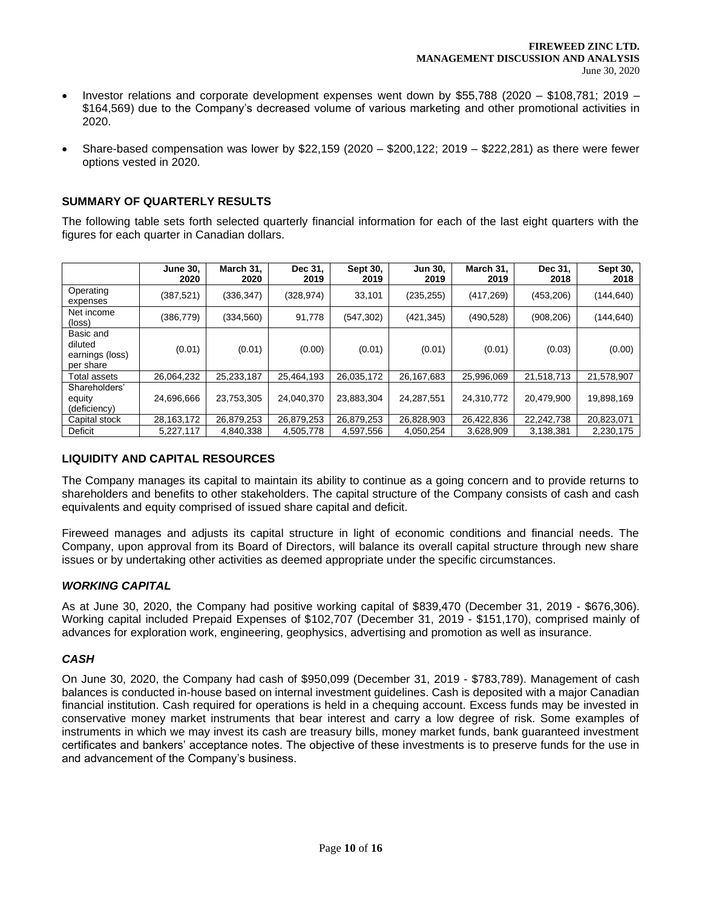- Investor relations and corporate development expenses went down by $55,788 (2020 – $108,781; 2019 – $164,569) due to the Company's decreased volume of various marketing and other promotional activities in 2020.
- Share-based compensation was lower by $22,159 (2020 – $200,122; 2019 – $222,281) as there were fewer options vested in 2020.

## SUMMARY OF QUARTERLY RESULTS

The following table sets forth selected quarterly financial information for each of the last eight quarters with the figures for each quarter in Canadian dollars.

| | June 30, 2020 | March 31, 2020 | Dec 31, 2019 | Sept 30, 2019 | Jun 30, 2019 | March 31, 2019 | Dec 31, 2018 | Sept 30, 2018 |
|---|---|---|---|---|---|---|---|---|
| Operating expenses | (387,521) | (336,347) | (328,974) | 33,101 | (235,255) | (417,269) | (453,206) | (144,640) |
| Net income (loss) | (386,779) | (334,560) | 91,778 | (547,302) | (421,345) | (490,528) | (908,206) | (144,640) |
| Basic and diluted earnings (loss) per share | (0.01) | (0.01) | (0.00) | (0.01) | (0.01) | (0.01) | (0.03) | (0.00) |
| Total assets | 26,064,232 | 25,233,187 | 25,464,193 | 26,035,172 | 26,167,683 | 25,996,069 | 21,518,713 | 21,578,907 |
| Shareholders' equity (deficiency) | 24,696,666 | 23,753,305 | 24,040,370 | 23,883,304 | 24,287,551 | 24,310,772 | 20,479,900 | 19,898,169 |
| Capital stock | 28,163,172 | 26,879,253 | 26,879,253 | 26,879,253 | 26,828,903 | 26,422,836 | 22,242,738 | 20,823,071 |
| Deficit | 5,227,117 | 4,840,338 | 4,505,778 | 4,597,556 | 4,050,254 | 3,628,909 | 3,138,381 | 2,230,175 |

## LIQUIDITY AND CAPITAL RESOURCES

The Company manages its capital to maintain its ability to continue as a going concern and to provide returns to shareholders and benefits to other stakeholders. The capital structure of the Company consists of cash and cash equivalents and equity comprised of issued share capital and deficit.

Fireweed manages and adjusts its capital structure in light of economic conditions and financial needs. The Company, upon approval from its Board of Directors, will balance its overall capital structure through new share issues or by undertaking other activities as deemed appropriate under the specific circumstances.

### *WORKING CAPITAL*

As at June 30, 2020, the Company had positive working capital of $839,470 (December 31, 2019 - $676,306). Working capital included Prepaid Expenses of $102,707 (December 31, 2019 - $151,170), comprised mainly of advances for exploration work, engineering, geophysics, advertising and promotion as well as insurance.

### *CASH*

On June 30, 2020, the Company had cash of $950,099 (December 31, 2019 - $783,789). Management of cash balances is conducted in-house based on internal investment guidelines. Cash is deposited with a major Canadian financial institution. Cash required for operations is held in a chequing account. Excess funds may be invested in conservative money market instruments that bear interest and carry a low degree of risk. Some examples of instruments in which we may invest its cash are treasury bills, money market funds, bank guaranteed investment certificates and bankers' acceptance notes. The objective of these investments is to preserve funds for the use in and advancement of the Company's business.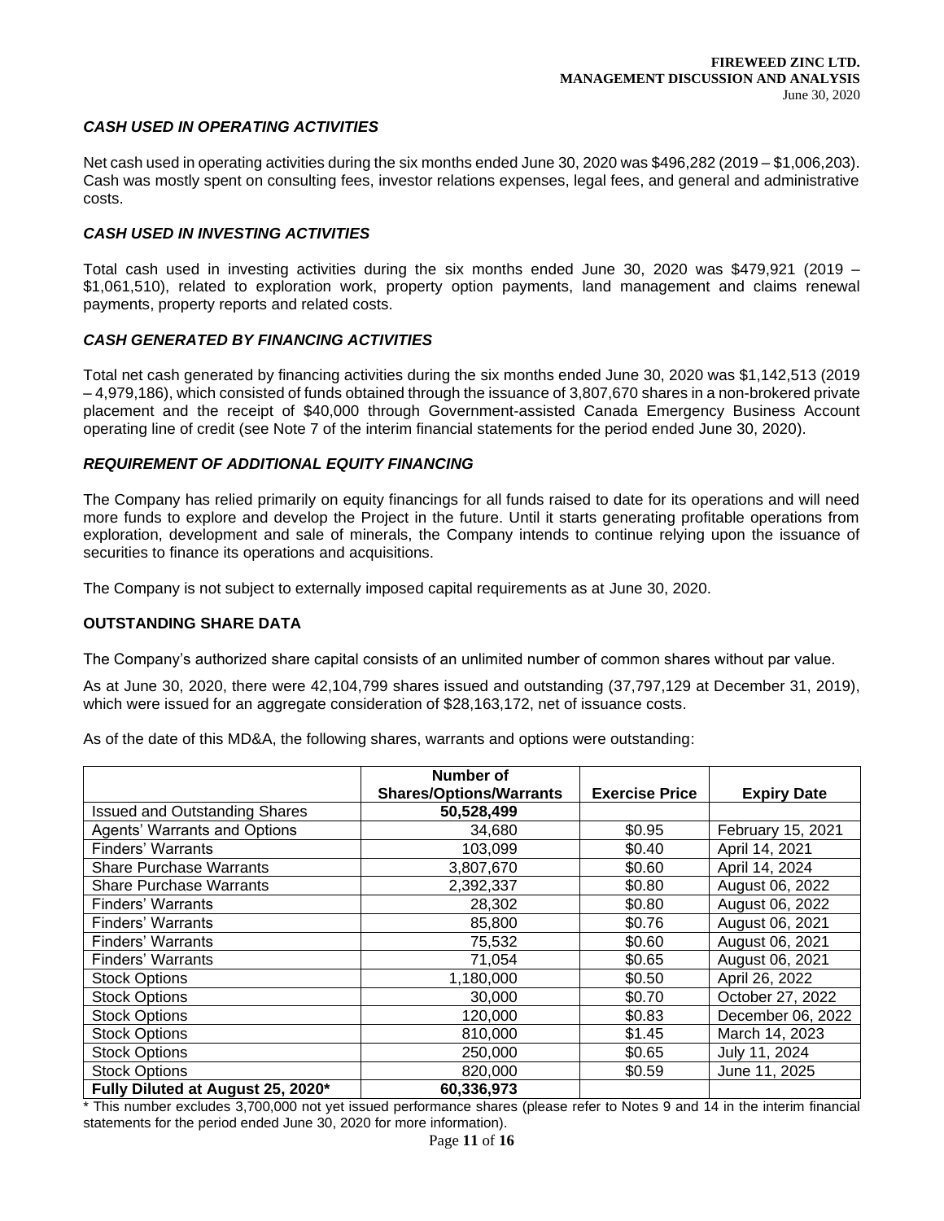### *CASH USED IN OPERATING ACTIVITIES*

Net cash used in operating activities during the six months ended June 30, 2020 was $496,282 (2019 – $1,006,203). Cash was mostly spent on consulting fees, investor relations expenses, legal fees, and general and administrative costs.

### *CASH USED IN INVESTING ACTIVITIES*

Total cash used in investing activities during the six months ended June 30, 2020 was $479,921 (2019 – $1,061,510), related to exploration work, property option payments, land management and claims renewal payments, property reports and related costs.

### *CASH GENERATED BY FINANCING ACTIVITIES*

Total net cash generated by financing activities during the six months ended June 30, 2020 was $1,142,513 (2019 – 4,979,186), which consisted of funds obtained through the issuance of 3,807,670 shares in a non-brokered private placement and the receipt of $40,000 through Government-assisted Canada Emergency Business Account operating line of credit (see Note 7 of the interim financial statements for the period ended June 30, 2020).

### *REQUIREMENT OF ADDITIONAL EQUITY FINANCING*

The Company has relied primarily on equity financings for all funds raised to date for its operations and will need more funds to explore and develop the Project in the future. Until it starts generating profitable operations from exploration, development and sale of minerals, the Company intends to continue relying upon the issuance of securities to finance its operations and acquisitions.

The Company is not subject to externally imposed capital requirements as at June 30, 2020.

### **OUTSTANDING SHARE DATA**

The Company's authorized share capital consists of an unlimited number of common shares without par value.

As at June 30, 2020, there were 42,104,799 shares issued and outstanding (37,797,129 at December 31, 2019), which were issued for an aggregate consideration of $28,163,172, net of issuance costs.

As of the date of this MD&A, the following shares, warrants and options were outstanding:

| | Number of Shares/Options/Warrants | Exercise Price | Expiry Date |
|---|---|---|---|
| Issued and Outstanding Shares | **50,528,499** | | |
| Agents' Warrants and Options | 34,680 | $0.95 | February 15, 2021 |
| Finders' Warrants | 103,099 | $0.40 | April 14, 2021 |
| Share Purchase Warrants | 3,807,670 | $0.60 | April 14, 2024 |
| Share Purchase Warrants | 2,392,337 | $0.80 | August 06, 2022 |
| Finders' Warrants | 28,302 | $0.80 | August 06, 2022 |
| Finders' Warrants | 85,800 | $0.76 | August 06, 2021 |
| Finders' Warrants | 75,532 | $0.60 | August 06, 2021 |
| Finders' Warrants | 71,054 | $0.65 | August 06, 2021 |
| Stock Options | 1,180,000 | $0.50 | April 26, 2022 |
| Stock Options | 30,000 | $0.70 | October 27, 2022 |
| Stock Options | 120,000 | $0.83 | December 06, 2022 |
| Stock Options | 810,000 | $1.45 | March 14, 2023 |
| Stock Options | 250,000 | $0.65 | July 11, 2024 |
| Stock Options | 820,000 | $0.59 | June 11, 2025 |
| **Fully Diluted at August 25, 2020*** | **60,336,973** | | |

\* This number excludes 3,700,000 not yet issued performance shares (please refer to Notes 9 and 14 in the interim financial statements for the period ended June 30, 2020 for more information).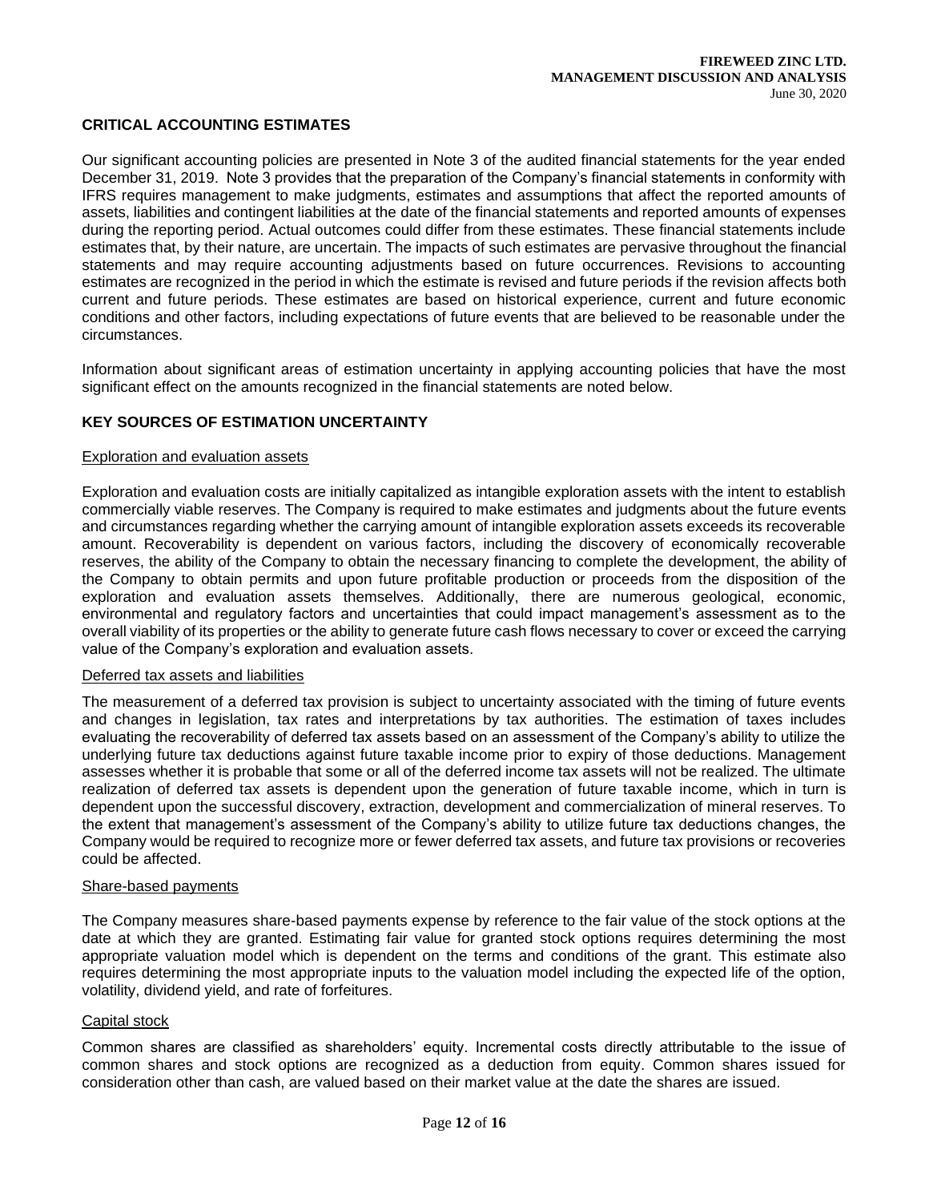## CRITICAL ACCOUNTING ESTIMATES

Our significant accounting policies are presented in Note 3 of the audited financial statements for the year ended December 31, 2019. Note 3 provides that the preparation of the Company's financial statements in conformity with IFRS requires management to make judgments, estimates and assumptions that affect the reported amounts of assets, liabilities and contingent liabilities at the date of the financial statements and reported amounts of expenses during the reporting period. Actual outcomes could differ from these estimates. These financial statements include estimates that, by their nature, are uncertain. The impacts of such estimates are pervasive throughout the financial statements and may require accounting adjustments based on future occurrences. Revisions to accounting estimates are recognized in the period in which the estimate is revised and future periods if the revision affects both current and future periods. These estimates are based on historical experience, current and future economic conditions and other factors, including expectations of future events that are believed to be reasonable under the circumstances.

Information about significant areas of estimation uncertainty in applying accounting policies that have the most significant effect on the amounts recognized in the financial statements are noted below.

## KEY SOURCES OF ESTIMATION UNCERTAINTY

### Exploration and evaluation assets

Exploration and evaluation costs are initially capitalized as intangible exploration assets with the intent to establish commercially viable reserves. The Company is required to make estimates and judgments about the future events and circumstances regarding whether the carrying amount of intangible exploration assets exceeds its recoverable amount. Recoverability is dependent on various factors, including the discovery of economically recoverable reserves, the ability of the Company to obtain the necessary financing to complete the development, the ability of the Company to obtain permits and upon future profitable production or proceeds from the disposition of the exploration and evaluation assets themselves. Additionally, there are numerous geological, economic, environmental and regulatory factors and uncertainties that could impact management's assessment as to the overall viability of its properties or the ability to generate future cash flows necessary to cover or exceed the carrying value of the Company's exploration and evaluation assets.

### Deferred tax assets and liabilities

The measurement of a deferred tax provision is subject to uncertainty associated with the timing of future events and changes in legislation, tax rates and interpretations by tax authorities. The estimation of taxes includes evaluating the recoverability of deferred tax assets based on an assessment of the Company's ability to utilize the underlying future tax deductions against future taxable income prior to expiry of those deductions. Management assesses whether it is probable that some or all of the deferred income tax assets will not be realized. The ultimate realization of deferred tax assets is dependent upon the generation of future taxable income, which in turn is dependent upon the successful discovery, extraction, development and commercialization of mineral reserves. To the extent that management's assessment of the Company's ability to utilize future tax deductions changes, the Company would be required to recognize more or fewer deferred tax assets, and future tax provisions or recoveries could be affected.

### Share-based payments

The Company measures share-based payments expense by reference to the fair value of the stock options at the date at which they are granted. Estimating fair value for granted stock options requires determining the most appropriate valuation model which is dependent on the terms and conditions of the grant. This estimate also requires determining the most appropriate inputs to the valuation model including the expected life of the option, volatility, dividend yield, and rate of forfeitures.

### Capital stock

Common shares are classified as shareholders' equity. Incremental costs directly attributable to the issue of common shares and stock options are recognized as a deduction from equity. Common shares issued for consideration other than cash, are valued based on their market value at the date the shares are issued.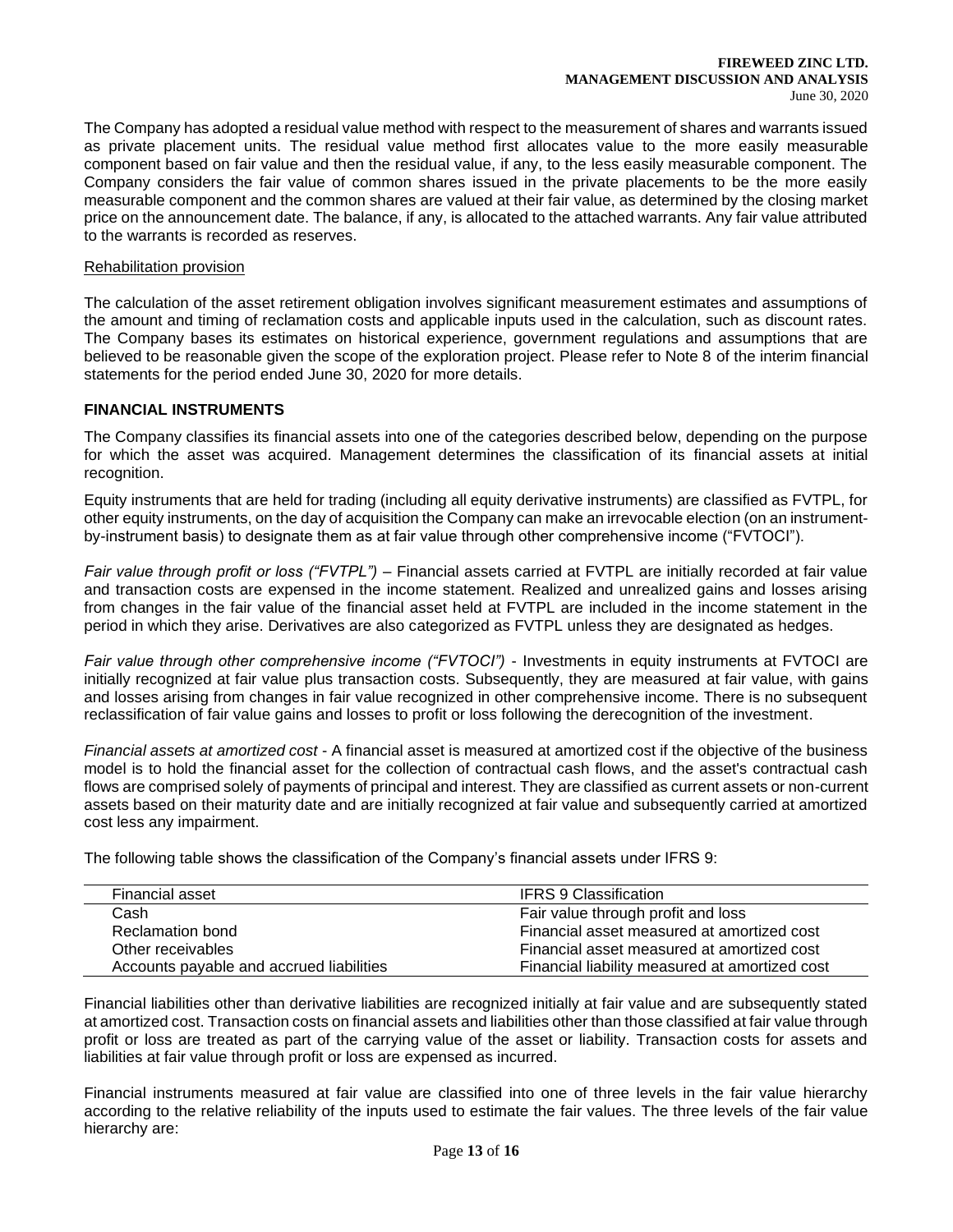The Company has adopted a residual value method with respect to the measurement of shares and warrants issued as private placement units. The residual value method first allocates value to the more easily measurable component based on fair value and then the residual value, if any, to the less easily measurable component. The Company considers the fair value of common shares issued in the private placements to be the more easily measurable component and the common shares are valued at their fair value, as determined by the closing market price on the announcement date. The balance, if any, is allocated to the attached warrants. Any fair value attributed to the warrants is recorded as reserves.

Rehabilitation provision

The calculation of the asset retirement obligation involves significant measurement estimates and assumptions of the amount and timing of reclamation costs and applicable inputs used in the calculation, such as discount rates. The Company bases its estimates on historical experience, government regulations and assumptions that are believed to be reasonable given the scope of the exploration project. Please refer to Note 8 of the interim financial statements for the period ended June 30, 2020 for more details.

## FINANCIAL INSTRUMENTS

The Company classifies its financial assets into one of the categories described below, depending on the purpose for which the asset was acquired. Management determines the classification of its financial assets at initial recognition.

Equity instruments that are held for trading (including all equity derivative instruments) are classified as FVTPL, for other equity instruments, on the day of acquisition the Company can make an irrevocable election (on an instrument-by-instrument basis) to designate them as at fair value through other comprehensive income ("FVTOCI").

*Fair value through profit or loss ("FVTPL")* – Financial assets carried at FVTPL are initially recorded at fair value and transaction costs are expensed in the income statement. Realized and unrealized gains and losses arising from changes in the fair value of the financial asset held at FVTPL are included in the income statement in the period in which they arise. Derivatives are also categorized as FVTPL unless they are designated as hedges.

*Fair value through other comprehensive income ("FVTOCI")* - Investments in equity instruments at FVTOCI are initially recognized at fair value plus transaction costs. Subsequently, they are measured at fair value, with gains and losses arising from changes in fair value recognized in other comprehensive income. There is no subsequent reclassification of fair value gains and losses to profit or loss following the derecognition of the investment.

*Financial assets at amortized cost* - A financial asset is measured at amortized cost if the objective of the business model is to hold the financial asset for the collection of contractual cash flows, and the asset's contractual cash flows are comprised solely of payments of principal and interest. They are classified as current assets or non-current assets based on their maturity date and are initially recognized at fair value and subsequently carried at amortized cost less any impairment.

The following table shows the classification of the Company's financial assets under IFRS 9:

| Financial asset | IFRS 9 Classification |
|---|---|
| Cash | Fair value through profit and loss |
| Reclamation bond | Financial asset measured at amortized cost |
| Other receivables | Financial asset measured at amortized cost |
| Accounts payable and accrued liabilities | Financial liability measured at amortized cost |

Financial liabilities other than derivative liabilities are recognized initially at fair value and are subsequently stated at amortized cost. Transaction costs on financial assets and liabilities other than those classified at fair value through profit or loss are treated as part of the carrying value of the asset or liability. Transaction costs for assets and liabilities at fair value through profit or loss are expensed as incurred.

Financial instruments measured at fair value are classified into one of three levels in the fair value hierarchy according to the relative reliability of the inputs used to estimate the fair values. The three levels of the fair value hierarchy are: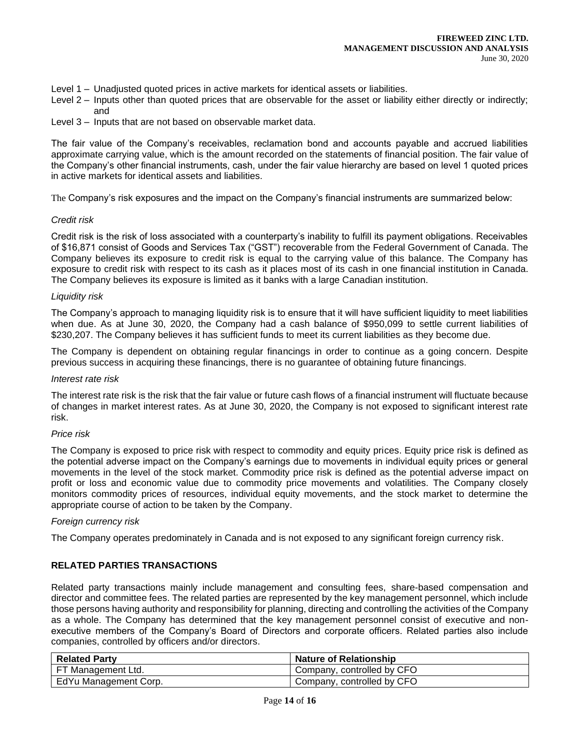Level 1 – Unadjusted quoted prices in active markets for identical assets or liabilities.

Level 2 – Inputs other than quoted prices that are observable for the asset or liability either directly or indirectly; and

Level 3 – Inputs that are not based on observable market data.

The fair value of the Company's receivables, reclamation bond and accounts payable and accrued liabilities approximate carrying value, which is the amount recorded on the statements of financial position. The fair value of the Company's other financial instruments, cash, under the fair value hierarchy are based on level 1 quoted prices in active markets for identical assets and liabilities.

The Company's risk exposures and the impact on the Company's financial instruments are summarized below:

*Credit risk*

Credit risk is the risk of loss associated with a counterparty's inability to fulfill its payment obligations. Receivables of $16,871 consist of Goods and Services Tax ("GST") recoverable from the Federal Government of Canada. The Company believes its exposure to credit risk is equal to the carrying value of this balance. The Company has exposure to credit risk with respect to its cash as it places most of its cash in one financial institution in Canada. The Company believes its exposure is limited as it banks with a large Canadian institution.

*Liquidity risk*

The Company's approach to managing liquidity risk is to ensure that it will have sufficient liquidity to meet liabilities when due. As at June 30, 2020, the Company had a cash balance of $950,099 to settle current liabilities of $230,207. The Company believes it has sufficient funds to meet its current liabilities as they become due.

The Company is dependent on obtaining regular financings in order to continue as a going concern. Despite previous success in acquiring these financings, there is no guarantee of obtaining future financings.

*Interest rate risk*

The interest rate risk is the risk that the fair value or future cash flows of a financial instrument will fluctuate because of changes in market interest rates. As at June 30, 2020, the Company is not exposed to significant interest rate risk.

*Price risk*

The Company is exposed to price risk with respect to commodity and equity prices. Equity price risk is defined as the potential adverse impact on the Company's earnings due to movements in individual equity prices or general movements in the level of the stock market. Commodity price risk is defined as the potential adverse impact on profit or loss and economic value due to commodity price movements and volatilities. The Company closely monitors commodity prices of resources, individual equity movements, and the stock market to determine the appropriate course of action to be taken by the Company.

*Foreign currency risk*

The Company operates predominately in Canada and is not exposed to any significant foreign currency risk.

## RELATED PARTIES TRANSACTIONS

Related party transactions mainly include management and consulting fees, share-based compensation and director and committee fees. The related parties are represented by the key management personnel, which include those persons having authority and responsibility for planning, directing and controlling the activities of the Company as a whole. The Company has determined that the key management personnel consist of executive and non-executive members of the Company's Board of Directors and corporate officers. Related parties also include companies, controlled by officers and/or directors.

| Related Party | Nature of Relationship |
|---|---|
| FT Management Ltd. | Company, controlled by CFO |
| EdYu Management Corp. | Company, controlled by CFO |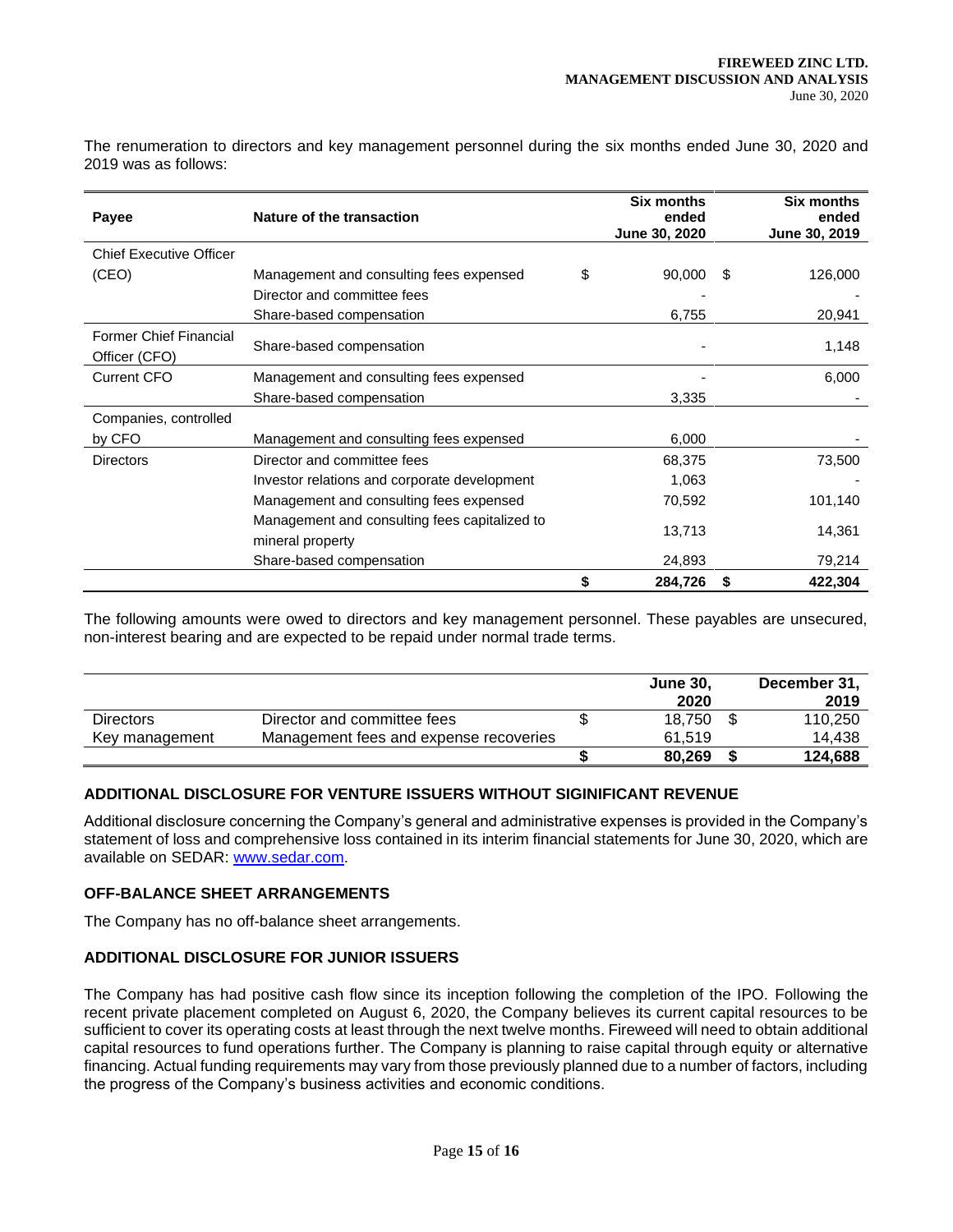The renumeration to directors and key management personnel during the six months ended June 30, 2020 and 2019 was as follows:

| Payee | Nature of the transaction | Six months ended June 30, 2020 | Six months ended June 30, 2019 |
|---|---|---|---|
| Chief Executive Officer (CEO) | Management and consulting fees expensed | $ 90,000 | $ 126,000 |
| | Director and committee fees | - | - |
| | Share-based compensation | 6,755 | 20,941 |
| Former Chief Financial Officer (CFO) | Share-based compensation | - | 1,148 |
| Current CFO | Management and consulting fees expensed | - | 6,000 |
| | Share-based compensation | 3,335 | - |
| Companies, controlled by CFO | Management and consulting fees expensed | 6,000 | - |
| Directors | Director and committee fees | 68,375 | 73,500 |
| | Investor relations and corporate development | 1,063 | - |
| | Management and consulting fees expensed | 70,592 | 101,140 |
| | Management and consulting fees capitalized to mineral property | 13,713 | 14,361 |
| | Share-based compensation | 24,893 | 79,214 |
| | | $ 284,726 | $ 422,304 |

The following amounts were owed to directors and key management personnel. These payables are unsecured, non-interest bearing and are expected to be repaid under normal trade terms.

| | | June 30, 2020 | December 31, 2019 |
|---|---|---|---|
| Directors | Director and committee fees | $ 18,750 | $ 110,250 |
| Key management | Management fees and expense recoveries | 61,519 | 14,438 |
| | | $ 80,269 | $ 124,688 |

## ADDITIONAL DISCLOSURE FOR VENTURE ISSUERS WITHOUT SIGINIFICANT REVENUE

Additional disclosure concerning the Company's general and administrative expenses is provided in the Company's statement of loss and comprehensive loss contained in its interim financial statements for June 30, 2020, which are available on SEDAR: www.sedar.com.

## OFF-BALANCE SHEET ARRANGEMENTS

The Company has no off-balance sheet arrangements.

## ADDITIONAL DISCLOSURE FOR JUNIOR ISSUERS

The Company has had positive cash flow since its inception following the completion of the IPO. Following the recent private placement completed on August 6, 2020, the Company believes its current capital resources to be sufficient to cover its operating costs at least through the next twelve months. Fireweed will need to obtain additional capital resources to fund operations further. The Company is planning to raise capital through equity or alternative financing. Actual funding requirements may vary from those previously planned due to a number of factors, including the progress of the Company's business activities and economic conditions.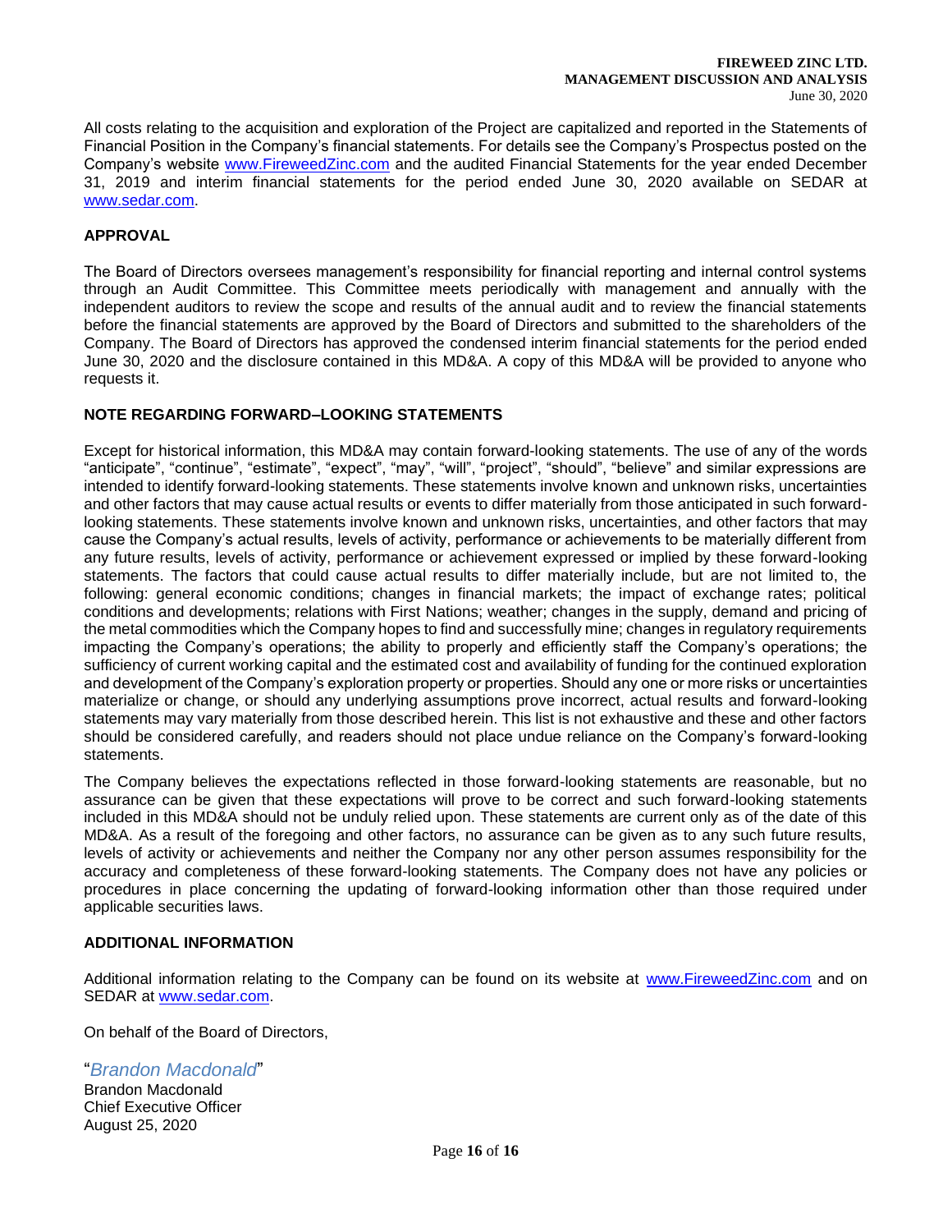All costs relating to the acquisition and exploration of the Project are capitalized and reported in the Statements of Financial Position in the Company's financial statements. For details see the Company's Prospectus posted on the Company's website www.FireweedZinc.com and the audited Financial Statements for the year ended December 31, 2019 and interim financial statements for the period ended June 30, 2020 available on SEDAR at www.sedar.com.

## APPROVAL

The Board of Directors oversees management's responsibility for financial reporting and internal control systems through an Audit Committee. This Committee meets periodically with management and annually with the independent auditors to review the scope and results of the annual audit and to review the financial statements before the financial statements are approved by the Board of Directors and submitted to the shareholders of the Company. The Board of Directors has approved the condensed interim financial statements for the period ended June 30, 2020 and the disclosure contained in this MD&A. A copy of this MD&A will be provided to anyone who requests it.

## NOTE REGARDING FORWARD–LOOKING STATEMENTS

Except for historical information, this MD&A may contain forward-looking statements. The use of any of the words "anticipate", "continue", "estimate", "expect", "may", "will", "project", "should", "believe" and similar expressions are intended to identify forward-looking statements. These statements involve known and unknown risks, uncertainties and other factors that may cause actual results or events to differ materially from those anticipated in such forward-looking statements. These statements involve known and unknown risks, uncertainties, and other factors that may cause the Company's actual results, levels of activity, performance or achievements to be materially different from any future results, levels of activity, performance or achievement expressed or implied by these forward-looking statements. The factors that could cause actual results to differ materially include, but are not limited to, the following: general economic conditions; changes in financial markets; the impact of exchange rates; political conditions and developments; relations with First Nations; weather; changes in the supply, demand and pricing of the metal commodities which the Company hopes to find and successfully mine; changes in regulatory requirements impacting the Company's operations; the ability to properly and efficiently staff the Company's operations; the sufficiency of current working capital and the estimated cost and availability of funding for the continued exploration and development of the Company's exploration property or properties. Should any one or more risks or uncertainties materialize or change, or should any underlying assumptions prove incorrect, actual results and forward-looking statements may vary materially from those described herein. This list is not exhaustive and these and other factors should be considered carefully, and readers should not place undue reliance on the Company's forward-looking statements.

The Company believes the expectations reflected in those forward-looking statements are reasonable, but no assurance can be given that these expectations will prove to be correct and such forward-looking statements included in this MD&A should not be unduly relied upon. These statements are current only as of the date of this MD&A. As a result of the foregoing and other factors, no assurance can be given as to any such future results, levels of activity or achievements and neither the Company nor any other person assumes responsibility for the accuracy and completeness of these forward-looking statements. The Company does not have any policies or procedures in place concerning the updating of forward-looking information other than those required under applicable securities laws.

## ADDITIONAL INFORMATION

Additional information relating to the Company can be found on its website at www.FireweedZinc.com and on SEDAR at www.sedar.com.

On behalf of the Board of Directors,

"*Brandon Macdonald*"
Brandon Macdonald
Chief Executive Officer
August 25, 2020